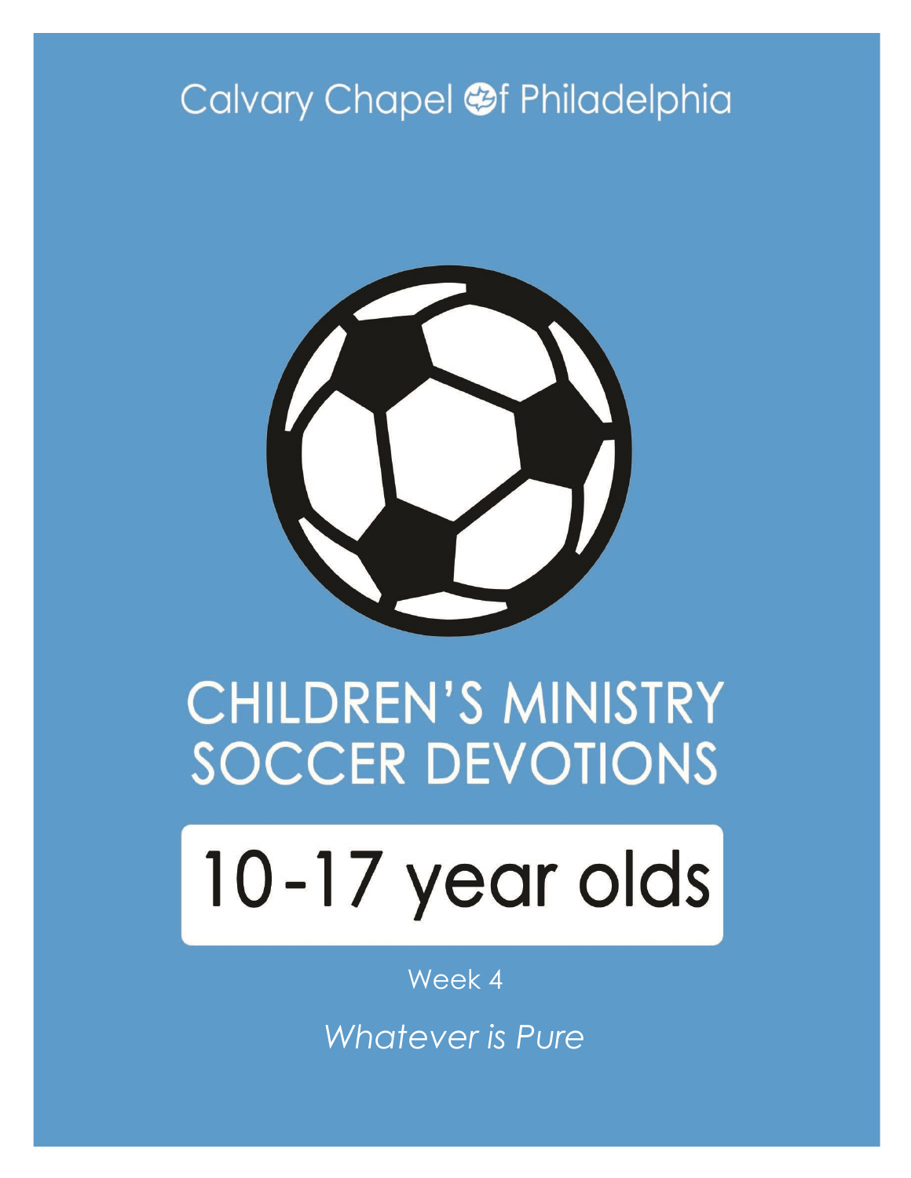Calvary Chapel of Philadelphia

# CHILDREN'S MINISTRY SOCCER DEVOTIONS

## 10-17 year olds

Week 4

*Whatever is Pure*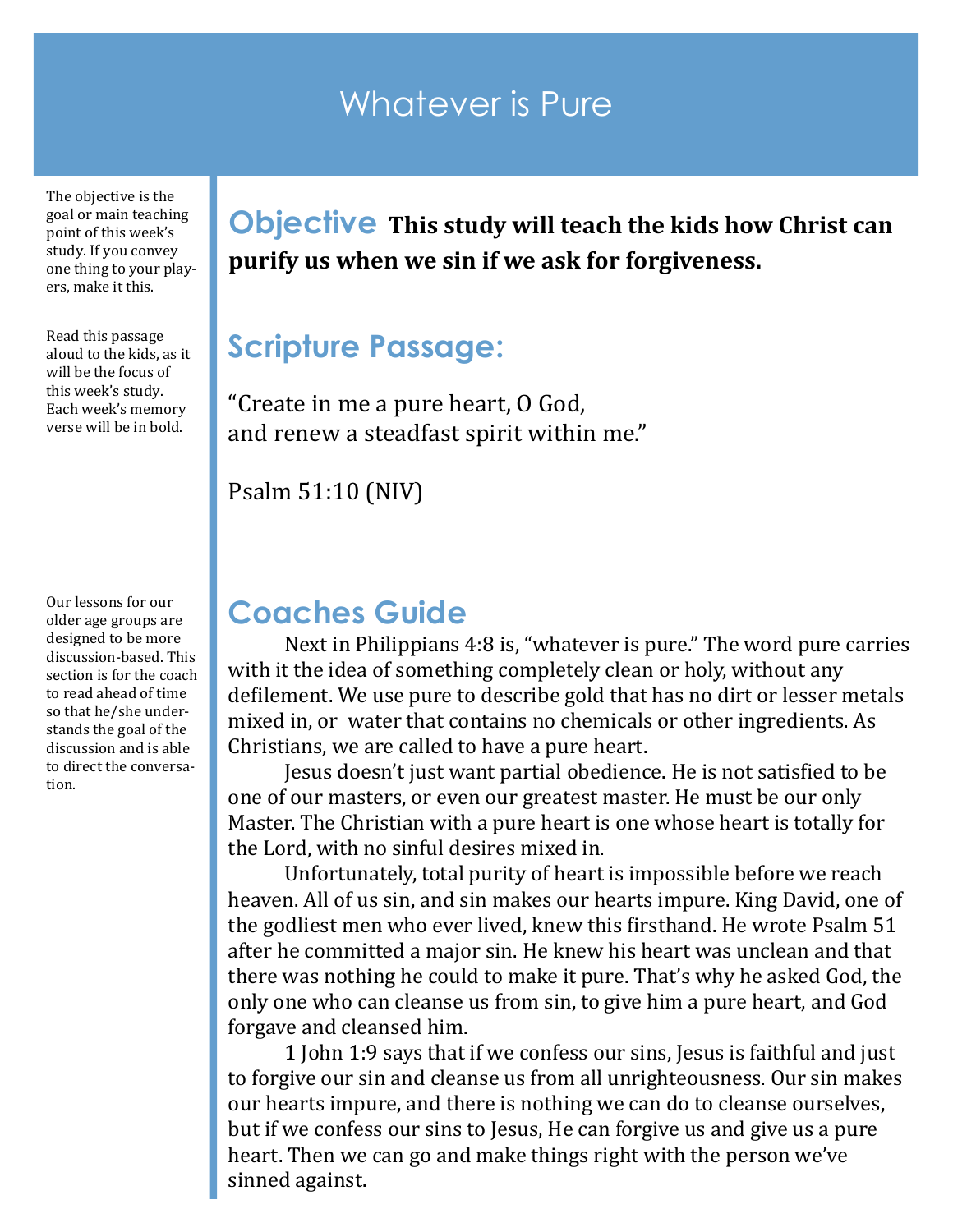# Whatever is Pure

The objective is the goal or main teaching point of this week's study. If you convey one thing to your players, make it this.

## Objective

**This study will teach the kids how Christ can purify us when we sin if we ask for forgiveness.**

Read this passage aloud to the kids, as it will be the focus of this week's study. Each week's memory verse will be in bold.

## Scripture Passage:

"Create in me a pure heart, O God,
and renew a steadfast spirit within me."

Psalm 51:10 (NIV)

Our lessons for our older age groups are designed to be more discussion-based. This section is for the coach to read ahead of time so that he/she understands the goal of the discussion and is able to direct the conversation.

## Coaches Guide

Next in Philippians 4:8 is, "whatever is pure." The word pure carries with it the idea of something completely clean or holy, without any defilement. We use pure to describe gold that has no dirt or lesser metals mixed in, or water that contains no chemicals or other ingredients. As Christians, we are called to have a pure heart.

Jesus doesn't just want partial obedience. He is not satisfied to be one of our masters, or even our greatest master. He must be our only Master. The Christian with a pure heart is one whose heart is totally for the Lord, with no sinful desires mixed in.

Unfortunately, total purity of heart is impossible before we reach heaven. All of us sin, and sin makes our hearts impure. King David, one of the godliest men who ever lived, knew this firsthand. He wrote Psalm 51 after he committed a major sin. He knew his heart was unclean and that there was nothing he could to make it pure. That's why he asked God, the only one who can cleanse us from sin, to give him a pure heart, and God forgave and cleansed him.

1 John 1:9 says that if we confess our sins, Jesus is faithful and just to forgive our sin and cleanse us from all unrighteousness. Our sin makes our hearts impure, and there is nothing we can do to cleanse ourselves, but if we confess our sins to Jesus, He can forgive us and give us a pure heart. Then we can go and make things right with the person we've sinned against.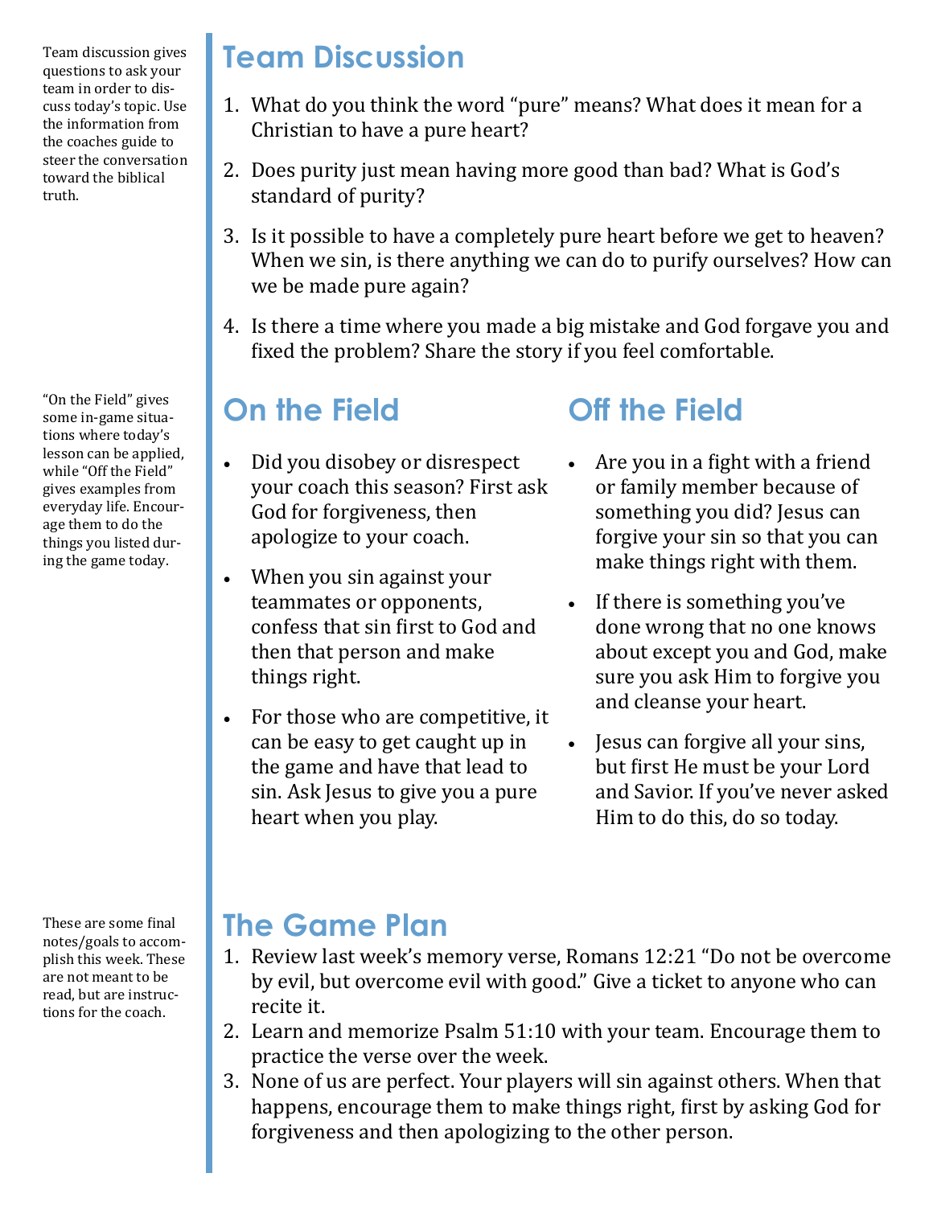Team discussion gives questions to ask your team in order to discuss today's topic. Use the information from the coaches guide to steer the conversation toward the biblical truth.

## Team Discussion

1. What do you think the word "pure" means? What does it mean for a Christian to have a pure heart?
2. Does purity just mean having more good than bad? What is God's standard of purity?
3. Is it possible to have a completely pure heart before we get to heaven? When we sin, is there anything we can do to purify ourselves? How can we be made pure again?
4. Is there a time where you made a big mistake and God forgave you and fixed the problem? Share the story if you feel comfortable.

"On the Field" gives some in-game situations where today's lesson can be applied, while "Off the Field" gives examples from everyday life. Encourage them to do the things you listed during the game today.

## On the Field

- Did you disobey or disrespect your coach this season? First ask God for forgiveness, then apologize to your coach.
- When you sin against your teammates or opponents, confess that sin first to God and then that person and make things right.
- For those who are competitive, it can be easy to get caught up in the game and have that lead to sin. Ask Jesus to give you a pure heart when you play.

## Off the Field

- Are you in a fight with a friend or family member because of something you did? Jesus can forgive your sin so that you can make things right with them.
- If there is something you've done wrong that no one knows about except you and God, make sure you ask Him to forgive you and cleanse your heart.
- Jesus can forgive all your sins, but first He must be your Lord and Savior. If you've never asked Him to do this, do so today.

These are some final notes/goals to accomplish this week. These are not meant to be read, but are instructions for the coach.

## The Game Plan

1. Review last week's memory verse, Romans 12:21 "Do not be overcome by evil, but overcome evil with good." Give a ticket to anyone who can recite it.
2. Learn and memorize Psalm 51:10 with your team. Encourage them to practice the verse over the week.
3. None of us are perfect. Your players will sin against others. When that happens, encourage them to make things right, first by asking God for forgiveness and then apologizing to the other person.